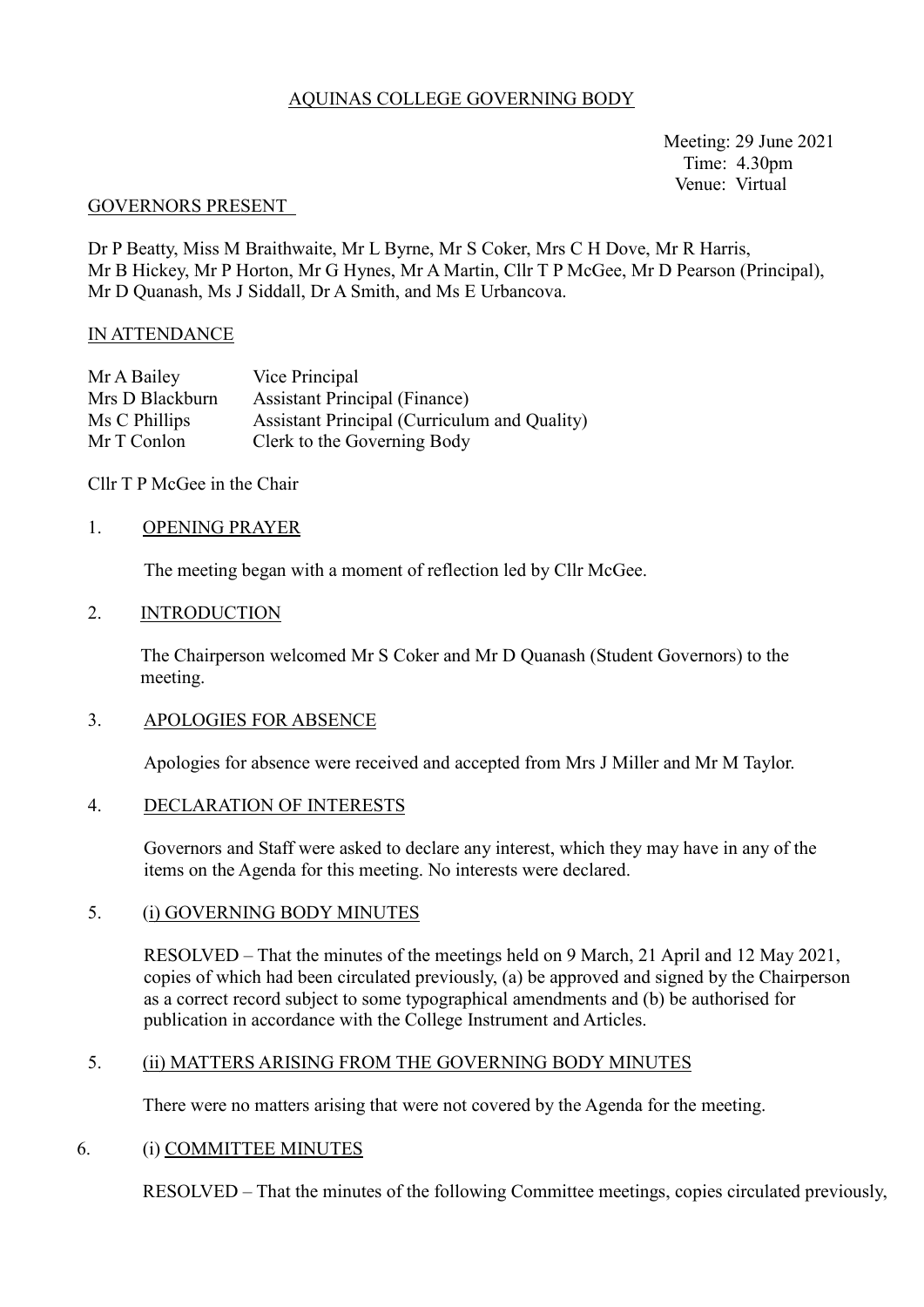# AQUINAS COLLEGE GOVERNING BODY

Meeting: 29 June 2021
Time: 4.30pm
Venue: Virtual

## GOVERNORS PRESENT

Dr P Beatty, Miss M Braithwaite, Mr L Byrne, Mr S Coker, Mrs C H Dove, Mr R Harris, Mr B Hickey, Mr P Horton, Mr G Hynes, Mr A Martin, Cllr T P McGee, Mr D Pearson (Principal), Mr D Quanash, Ms J Siddall, Dr A Smith, and Ms E Urbancova.

## IN ATTENDANCE

| | |
|---|---|
| Mr A Bailey | Vice Principal |
| Mrs D Blackburn | Assistant Principal (Finance) |
| Ms C Phillips | Assistant Principal (Curriculum and Quality) |
| Mr T Conlon | Clerk to the Governing Body |

Cllr T P McGee in the Chair

## 1. OPENING PRAYER

The meeting began with a moment of reflection led by Cllr McGee.

## 2. INTRODUCTION

The Chairperson welcomed Mr S Coker and Mr D Quanash (Student Governors) to the meeting.

## 3. APOLOGIES FOR ABSENCE

Apologies for absence were received and accepted from Mrs J Miller and Mr M Taylor.

## 4. DECLARATION OF INTERESTS

Governors and Staff were asked to declare any interest, which they may have in any of the items on the Agenda for this meeting. No interests were declared.

## 5. (i) GOVERNING BODY MINUTES

RESOLVED – That the minutes of the meetings held on 9 March, 21 April and 12 May 2021, copies of which had been circulated previously, (a) be approved and signed by the Chairperson as a correct record subject to some typographical amendments and (b) be authorised for publication in accordance with the College Instrument and Articles.

## 5. (ii) MATTERS ARISING FROM THE GOVERNING BODY MINUTES

There were no matters arising that were not covered by the Agenda for the meeting.

## 6. (i) COMMITTEE MINUTES

RESOLVED – That the minutes of the following Committee meetings, copies circulated previously,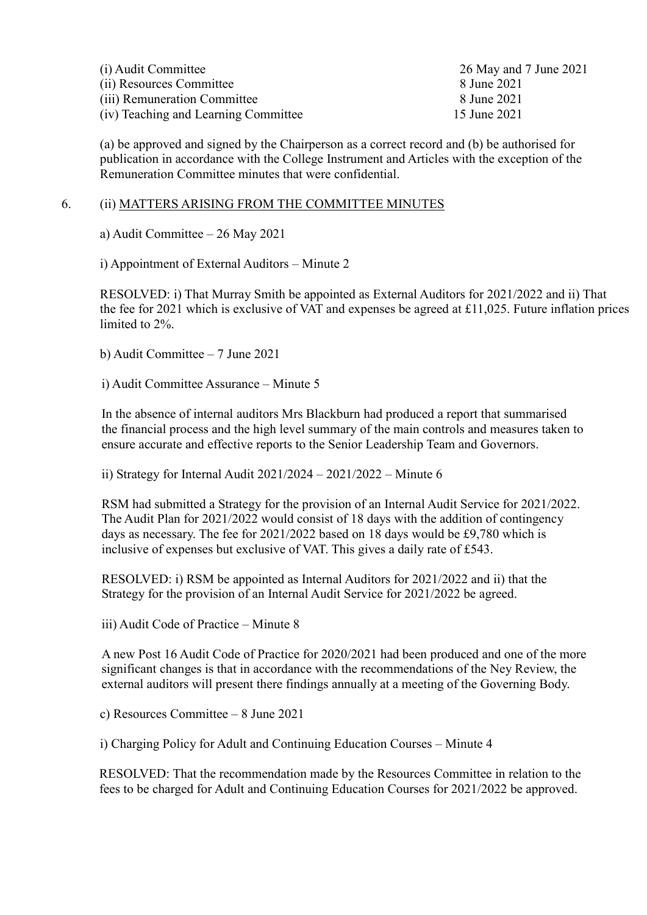| | |
|---|---|
| (i) Audit Committee | 26 May and 7 June 2021 |
| (ii) Resources Committee | 8 June 2021 |
| (iii) Remuneration Committee | 8 June 2021 |
| (iv) Teaching and Learning Committee | 15 June 2021 |

(a) be approved and signed by the Chairperson as a correct record and (b) be authorised for publication in accordance with the College Instrument and Articles with the exception of the Remuneration Committee minutes that were confidential.

6. (ii) MATTERS ARISING FROM THE COMMITTEE MINUTES

a) Audit Committee – 26 May 2021

i) Appointment of External Auditors – Minute 2

RESOLVED: i) That Murray Smith be appointed as External Auditors for 2021/2022 and ii) That the fee for 2021 which is exclusive of VAT and expenses be agreed at £11,025. Future inflation prices limited to 2%.

b) Audit Committee – 7 June 2021

i) Audit Committee Assurance – Minute 5

In the absence of internal auditors Mrs Blackburn had produced a report that summarised the financial process and the high level summary of the main controls and measures taken to ensure accurate and effective reports to the Senior Leadership Team and Governors.

ii) Strategy for Internal Audit 2021/2024 – 2021/2022 – Minute 6

RSM had submitted a Strategy for the provision of an Internal Audit Service for 2021/2022. The Audit Plan for 2021/2022 would consist of 18 days with the addition of contingency days as necessary. The fee for 2021/2022 based on 18 days would be £9,780 which is inclusive of expenses but exclusive of VAT. This gives a daily rate of £543.

RESOLVED: i) RSM be appointed as Internal Auditors for 2021/2022 and ii) that the Strategy for the provision of an Internal Audit Service for 2021/2022 be agreed.

iii) Audit Code of Practice – Minute 8

A new Post 16 Audit Code of Practice for 2020/2021 had been produced and one of the more significant changes is that in accordance with the recommendations of the Ney Review, the external auditors will present there findings annually at a meeting of the Governing Body.

c) Resources Committee – 8 June 2021

i) Charging Policy for Adult and Continuing Education Courses – Minute 4

RESOLVED: That the recommendation made by the Resources Committee in relation to the fees to be charged for Adult and Continuing Education Courses for 2021/2022 be approved.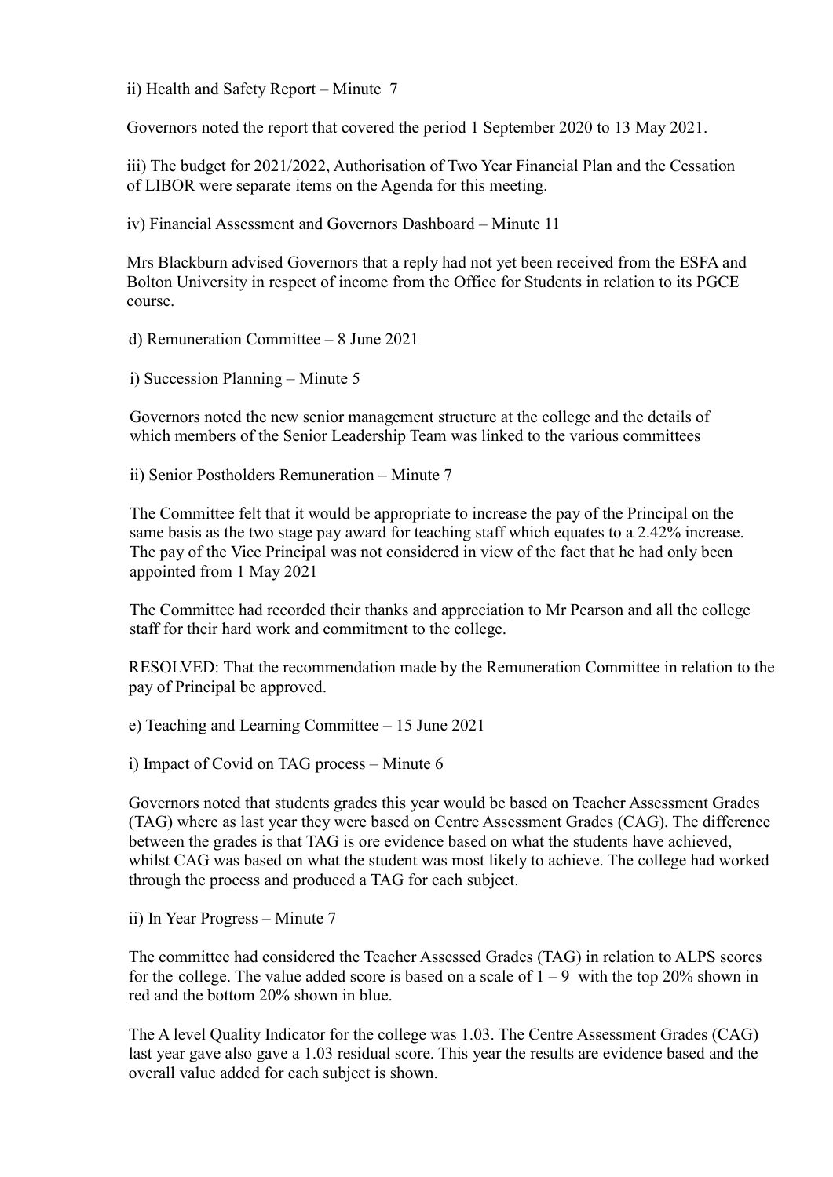ii) Health and Safety Report – Minute 7

Governors noted the report that covered the period 1 September 2020 to 13 May 2021.

iii) The budget for 2021/2022, Authorisation of Two Year Financial Plan and the Cessation of LIBOR were separate items on the Agenda for this meeting.

iv) Financial Assessment and Governors Dashboard – Minute 11

Mrs Blackburn advised Governors that a reply had not yet been received from the ESFA and Bolton University in respect of income from the Office for Students in relation to its PGCE course.

d) Remuneration Committee – 8 June 2021

i) Succession Planning – Minute 5

Governors noted the new senior management structure at the college and the details of which members of the Senior Leadership Team was linked to the various committees

ii) Senior Postholders Remuneration – Minute 7

The Committee felt that it would be appropriate to increase the pay of the Principal on the same basis as the two stage pay award for teaching staff which equates to a 2.42% increase. The pay of the Vice Principal was not considered in view of the fact that he had only been appointed from 1 May 2021

The Committee had recorded their thanks and appreciation to Mr Pearson and all the college staff for their hard work and commitment to the college.

RESOLVED: That the recommendation made by the Remuneration Committee in relation to the pay of Principal be approved.

e) Teaching and Learning Committee – 15 June 2021

i) Impact of Covid on TAG process – Minute 6

Governors noted that students grades this year would be based on Teacher Assessment Grades (TAG) where as last year they were based on Centre Assessment Grades (CAG). The difference between the grades is that TAG is ore evidence based on what the students have achieved, whilst CAG was based on what the student was most likely to achieve. The college had worked through the process and produced a TAG for each subject.

ii) In Year Progress – Minute 7

The committee had considered the Teacher Assessed Grades (TAG) in relation to ALPS scores for the college. The value added score is based on a scale of 1 – 9 with the top 20% shown in red and the bottom 20% shown in blue.

The A level Quality Indicator for the college was 1.03. The Centre Assessment Grades (CAG) last year gave also gave a 1.03 residual score. This year the results are evidence based and the overall value added for each subject is shown.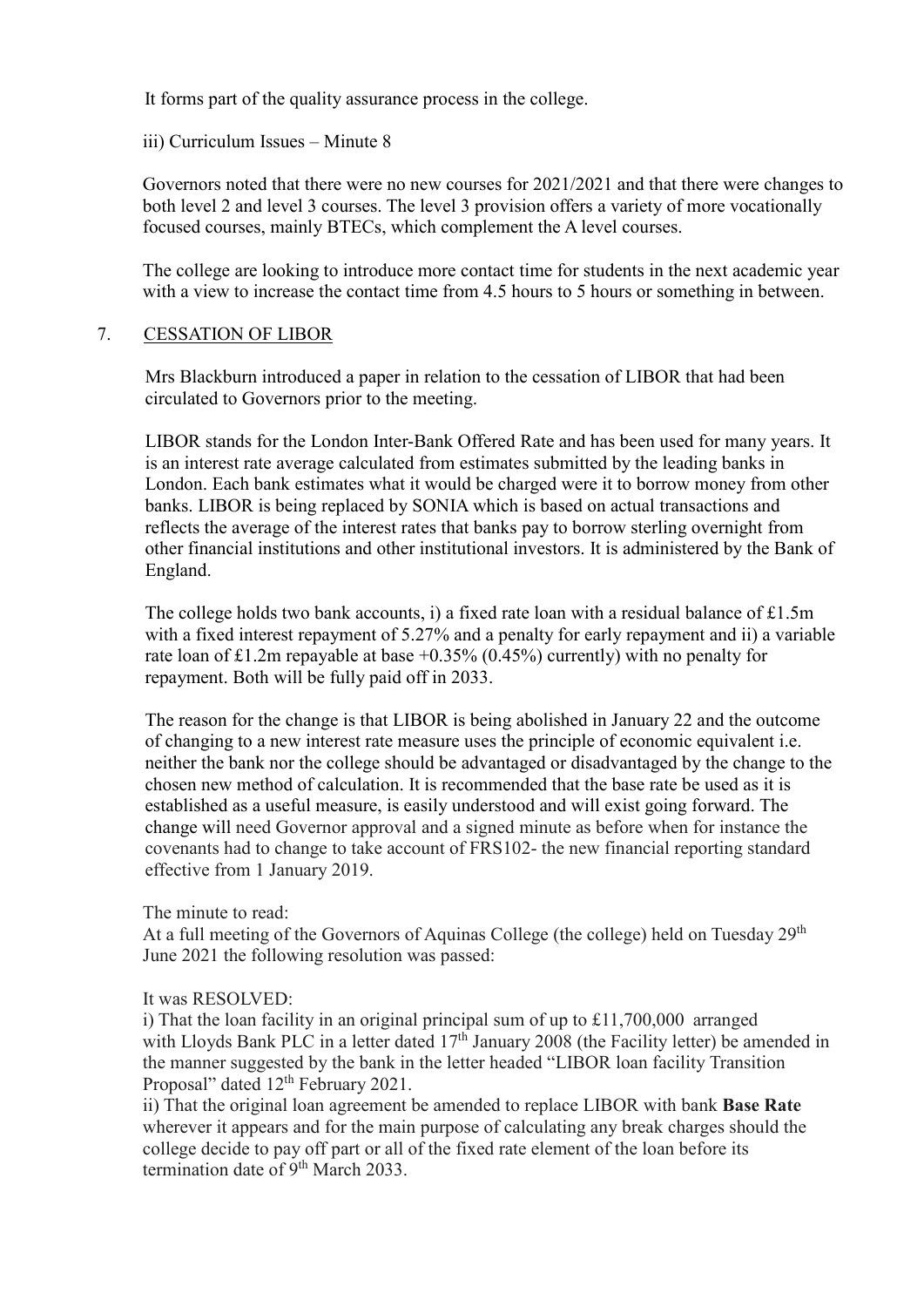It forms part of the quality assurance process in the college.

iii) Curriculum Issues – Minute 8

Governors noted that there were no new courses for 2021/2021 and that there were changes to both level 2 and level 3 courses. The level 3 provision offers a variety of more vocationally focused courses, mainly BTECs, which complement the A level courses.

The college are looking to introduce more contact time for students in the next academic year with a view to increase the contact time from 4.5 hours to 5 hours or something in between.

## 7. CESSATION OF LIBOR

Mrs Blackburn introduced a paper in relation to the cessation of LIBOR that had been circulated to Governors prior to the meeting.

LIBOR stands for the London Inter-Bank Offered Rate and has been used for many years. It is an interest rate average calculated from estimates submitted by the leading banks in London. Each bank estimates what it would be charged were it to borrow money from other banks. LIBOR is being replaced by SONIA which is based on actual transactions and reflects the average of the interest rates that banks pay to borrow sterling overnight from other financial institutions and other institutional investors. It is administered by the Bank of England.

The college holds two bank accounts, i) a fixed rate loan with a residual balance of £1.5m with a fixed interest repayment of 5.27% and a penalty for early repayment and ii) a variable rate loan of £1.2m repayable at base +0.35% (0.45%) currently) with no penalty for repayment. Both will be fully paid off in 2033.

The reason for the change is that LIBOR is being abolished in January 22 and the outcome of changing to a new interest rate measure uses the principle of economic equivalent i.e. neither the bank nor the college should be advantaged or disadvantaged by the change to the chosen new method of calculation. It is recommended that the base rate be used as it is established as a useful measure, is easily understood and will exist going forward. The change will need Governor approval and a signed minute as before when for instance the covenants had to change to take account of FRS102- the new financial reporting standard effective from 1 January 2019.

The minute to read:
At a full meeting of the Governors of Aquinas College (the college) held on Tuesday 29th June 2021 the following resolution was passed:

It was RESOLVED:
i) That the loan facility in an original principal sum of up to £11,700,000 arranged with Lloyds Bank PLC in a letter dated 17th January 2008 (the Facility letter) be amended in the manner suggested by the bank in the letter headed "LIBOR loan facility Transition Proposal" dated 12th February 2021.
ii) That the original loan agreement be amended to replace LIBOR with bank **Base Rate** wherever it appears and for the main purpose of calculating any break charges should the college decide to pay off part or all of the fixed rate element of the loan before its termination date of 9th March 2033.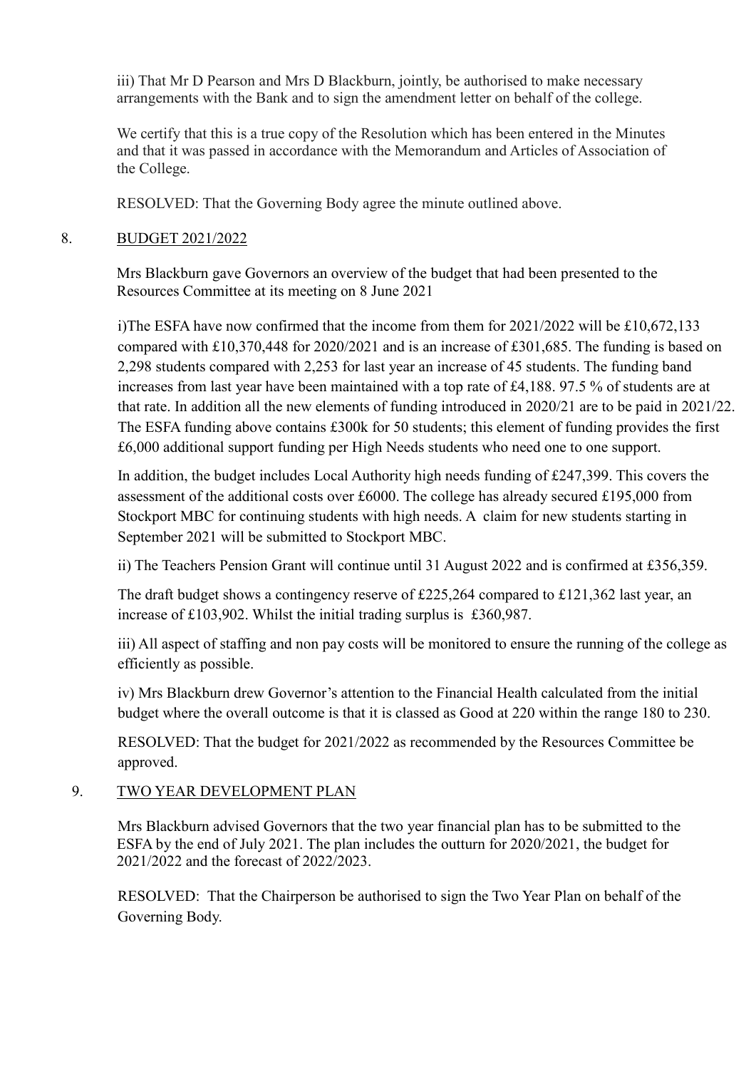iii) That Mr D Pearson and Mrs D Blackburn, jointly, be authorised to make necessary arrangements with the Bank and to sign the amendment letter on behalf of the college.

We certify that this is a true copy of the Resolution which has been entered in the Minutes and that it was passed in accordance with the Memorandum and Articles of Association of the College.

RESOLVED: That the Governing Body agree the minute outlined above.

8. BUDGET 2021/2022

Mrs Blackburn gave Governors an overview of the budget that had been presented to the Resources Committee at its meeting on 8 June 2021

i)The ESFA have now confirmed that the income from them for 2021/2022 will be £10,672,133 compared with £10,370,448 for 2020/2021 and is an increase of £301,685. The funding is based on 2,298 students compared with 2,253 for last year an increase of 45 students. The funding band increases from last year have been maintained with a top rate of £4,188. 97.5 % of students are at that rate. In addition all the new elements of funding introduced in 2020/21 are to be paid in 2021/22. The ESFA funding above contains £300k for 50 students; this element of funding provides the first £6,000 additional support funding per High Needs students who need one to one support.

In addition, the budget includes Local Authority high needs funding of £247,399. This covers the assessment of the additional costs over £6000. The college has already secured £195,000 from Stockport MBC for continuing students with high needs. A claim for new students starting in September 2021 will be submitted to Stockport MBC.

ii) The Teachers Pension Grant will continue until 31 August 2022 and is confirmed at £356,359.

The draft budget shows a contingency reserve of £225,264 compared to £121,362 last year, an increase of £103,902. Whilst the initial trading surplus is £360,987.

iii) All aspect of staffing and non pay costs will be monitored to ensure the running of the college as efficiently as possible.

iv) Mrs Blackburn drew Governor's attention to the Financial Health calculated from the initial budget where the overall outcome is that it is classed as Good at 220 within the range 180 to 230.

RESOLVED: That the budget for 2021/2022 as recommended by the Resources Committee be approved.

9. TWO YEAR DEVELOPMENT PLAN

Mrs Blackburn advised Governors that the two year financial plan has to be submitted to the ESFA by the end of July 2021. The plan includes the outturn for 2020/2021, the budget for 2021/2022 and the forecast of 2022/2023.

RESOLVED: That the Chairperson be authorised to sign the Two Year Plan on behalf of the Governing Body.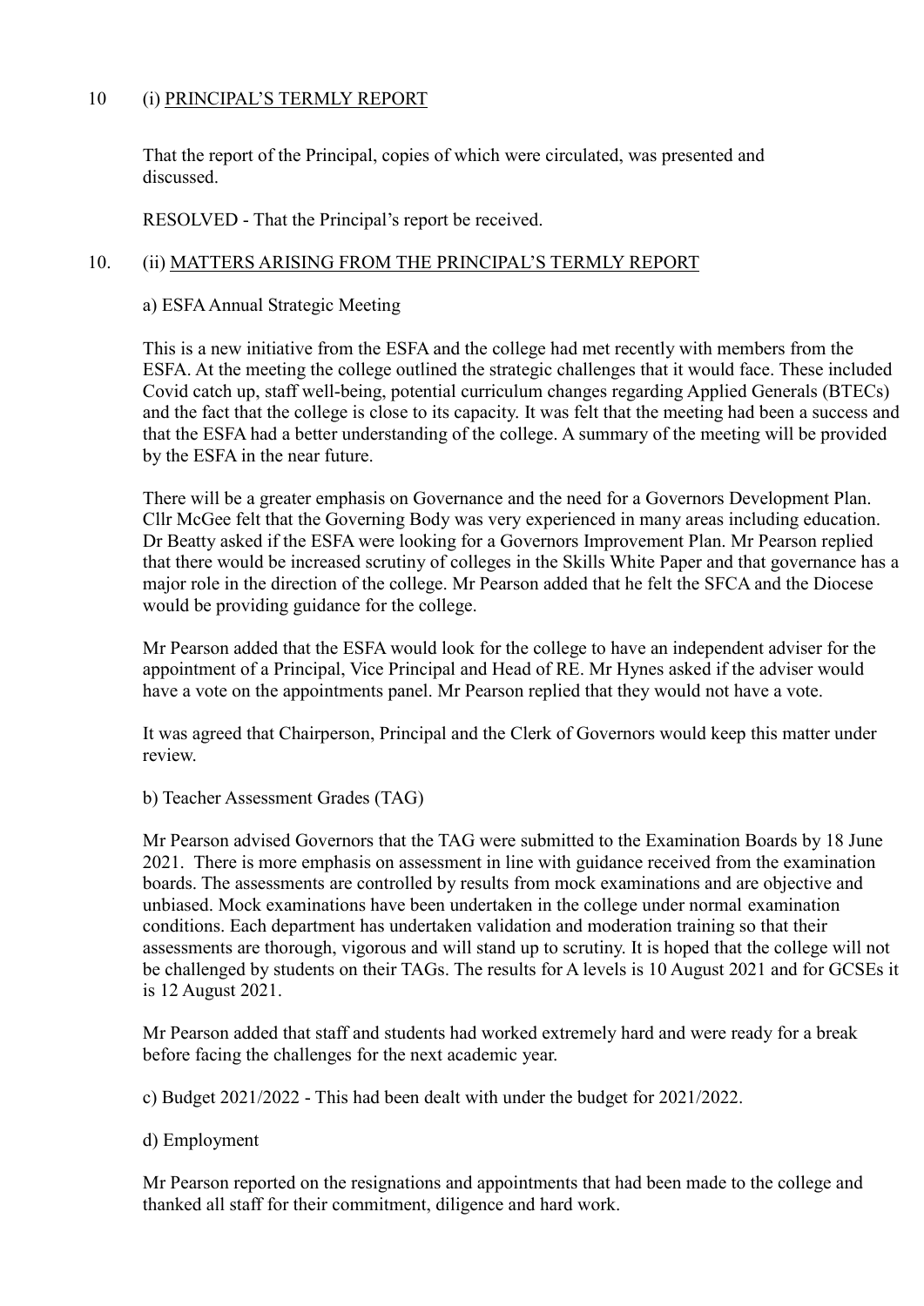10 (i) <u>PRINCIPAL'S TERMLY REPORT</u>

That the report of the Principal, copies of which were circulated, was presented and discussed.

RESOLVED - That the Principal's report be received.

10. (ii) <u>MATTERS ARISING FROM THE PRINCIPAL'S TERMLY REPORT</u>

a) ESFA Annual Strategic Meeting

This is a new initiative from the ESFA and the college had met recently with members from the ESFA. At the meeting the college outlined the strategic challenges that it would face. These included Covid catch up, staff well-being, potential curriculum changes regarding Applied Generals (BTECs) and the fact that the college is close to its capacity. It was felt that the meeting had been a success and that the ESFA had a better understanding of the college. A summary of the meeting will be provided by the ESFA in the near future.

There will be a greater emphasis on Governance and the need for a Governors Development Plan. Cllr McGee felt that the Governing Body was very experienced in many areas including education. Dr Beatty asked if the ESFA were looking for a Governors Improvement Plan. Mr Pearson replied that there would be increased scrutiny of colleges in the Skills White Paper and that governance has a major role in the direction of the college. Mr Pearson added that he felt the SFCA and the Diocese would be providing guidance for the college.

Mr Pearson added that the ESFA would look for the college to have an independent adviser for the appointment of a Principal, Vice Principal and Head of RE. Mr Hynes asked if the adviser would have a vote on the appointments panel. Mr Pearson replied that they would not have a vote.

It was agreed that Chairperson, Principal and the Clerk of Governors would keep this matter under review.

b) Teacher Assessment Grades (TAG)

Mr Pearson advised Governors that the TAG were submitted to the Examination Boards by 18 June 2021. There is more emphasis on assessment in line with guidance received from the examination boards. The assessments are controlled by results from mock examinations and are objective and unbiased. Mock examinations have been undertaken in the college under normal examination conditions. Each department has undertaken validation and moderation training so that their assessments are thorough, vigorous and will stand up to scrutiny. It is hoped that the college will not be challenged by students on their TAGs. The results for A levels is 10 August 2021 and for GCSEs it is 12 August 2021.

Mr Pearson added that staff and students had worked extremely hard and were ready for a break before facing the challenges for the next academic year.

c) Budget 2021/2022 - This had been dealt with under the budget for 2021/2022.

d) Employment

Mr Pearson reported on the resignations and appointments that had been made to the college and thanked all staff for their commitment, diligence and hard work.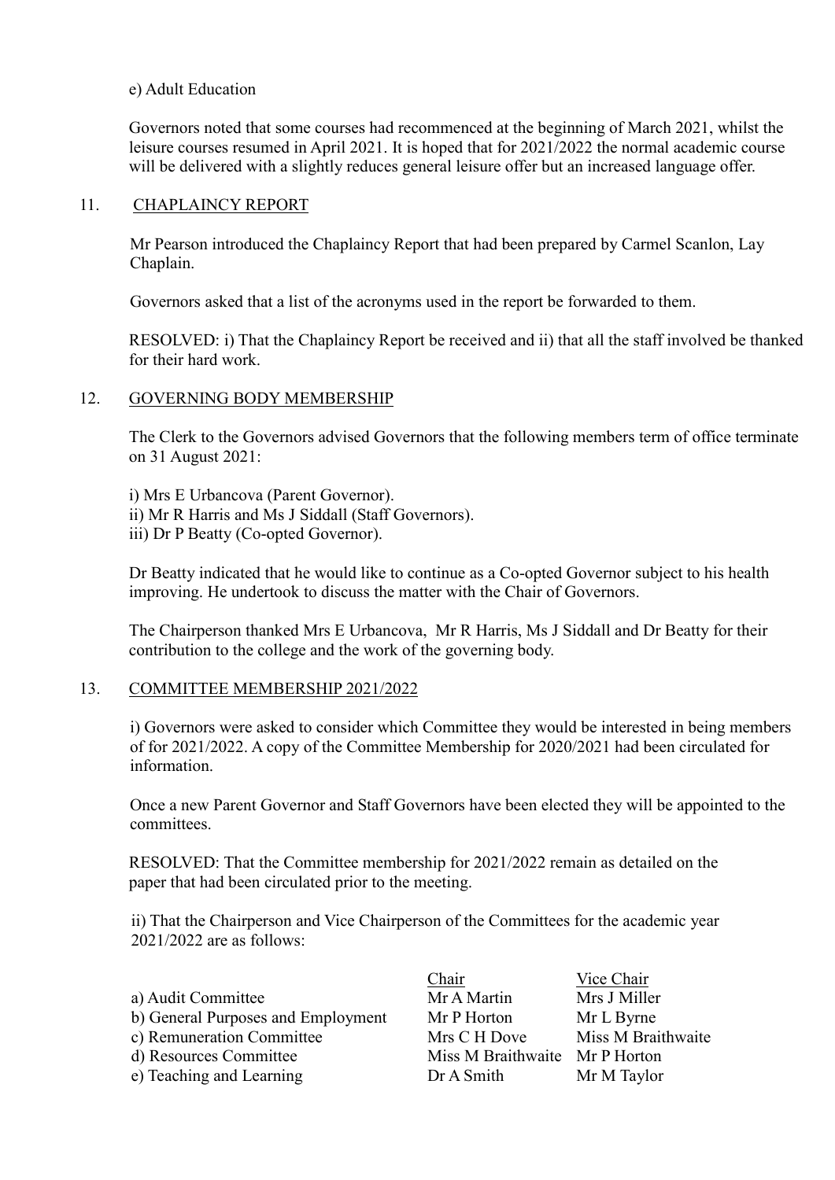e) Adult Education

Governors noted that some courses had recommenced at the beginning of March 2021, whilst the leisure courses resumed in April 2021. It is hoped that for 2021/2022 the normal academic course will be delivered with a slightly reduces general leisure offer but an increased language offer.

## 11. CHAPLAINCY REPORT

Mr Pearson introduced the Chaplaincy Report that had been prepared by Carmel Scanlon, Lay Chaplain.

Governors asked that a list of the acronyms used in the report be forwarded to them.

RESOLVED: i) That the Chaplaincy Report be received and ii) that all the staff involved be thanked for their hard work.

## 12. GOVERNING BODY MEMBERSHIP

The Clerk to the Governors advised Governors that the following members term of office terminate on 31 August 2021:

i) Mrs E Urbancova (Parent Governor).
ii) Mr R Harris and Ms J Siddall (Staff Governors).
iii) Dr P Beatty (Co-opted Governor).

Dr Beatty indicated that he would like to continue as a Co-opted Governor subject to his health improving. He undertook to discuss the matter with the Chair of Governors.

The Chairperson thanked Mrs E Urbancova, Mr R Harris, Ms J Siddall and Dr Beatty for their contribution to the college and the work of the governing body.

## 13. COMMITTEE MEMBERSHIP 2021/2022

i) Governors were asked to consider which Committee they would be interested in being members of for 2021/2022. A copy of the Committee Membership for 2020/2021 had been circulated for information.

Once a new Parent Governor and Staff Governors have been elected they will be appointed to the committees.

RESOLVED: That the Committee membership for 2021/2022 remain as detailed on the paper that had been circulated prior to the meeting.

ii) That the Chairperson and Vice Chairperson of the Committees for the academic year 2021/2022 are as follows:

| | Chair | Vice Chair |
|---|---|---|
| a) Audit Committee | Mr A Martin | Mrs J Miller |
| b) General Purposes and Employment | Mr P Horton | Mr L Byrne |
| c) Remuneration Committee | Mrs C H Dove | Miss M Braithwaite |
| d) Resources Committee | Miss M Braithwaite | Mr P Horton |
| e) Teaching and Learning | Dr A Smith | Mr M Taylor |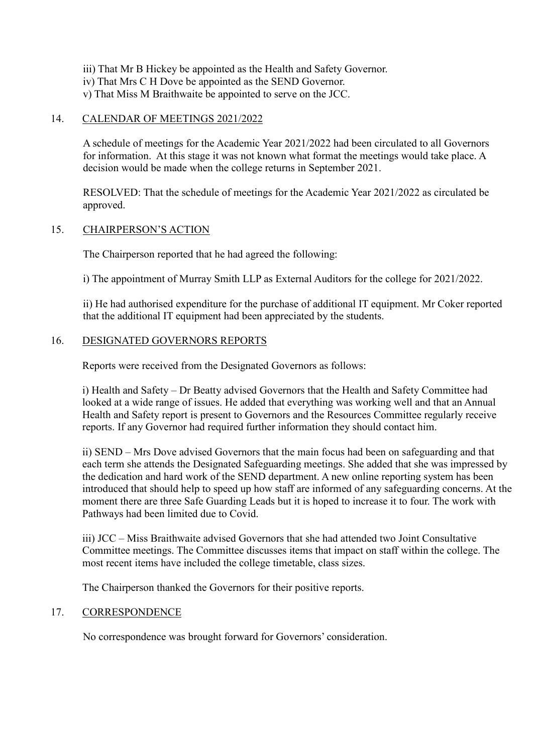iii) That Mr B Hickey be appointed as the Health and Safety Governor.
iv) That Mrs C H Dove be appointed as the SEND Governor.
v) That Miss M Braithwaite be appointed to serve on the JCC.

## 14. CALENDAR OF MEETINGS 2021/2022

A schedule of meetings for the Academic Year 2021/2022 had been circulated to all Governors for information. At this stage it was not known what format the meetings would take place. A decision would be made when the college returns in September 2021.

RESOLVED: That the schedule of meetings for the Academic Year 2021/2022 as circulated be approved.

## 15. CHAIRPERSON'S ACTION

The Chairperson reported that he had agreed the following:

i) The appointment of Murray Smith LLP as External Auditors for the college for 2021/2022.

ii) He had authorised expenditure for the purchase of additional IT equipment. Mr Coker reported that the additional IT equipment had been appreciated by the students.

## 16. DESIGNATED GOVERNORS REPORTS

Reports were received from the Designated Governors as follows:

i) Health and Safety – Dr Beatty advised Governors that the Health and Safety Committee had looked at a wide range of issues. He added that everything was working well and that an Annual Health and Safety report is present to Governors and the Resources Committee regularly receive reports. If any Governor had required further information they should contact him.

ii) SEND – Mrs Dove advised Governors that the main focus had been on safeguarding and that each term she attends the Designated Safeguarding meetings. She added that she was impressed by the dedication and hard work of the SEND department. A new online reporting system has been introduced that should help to speed up how staff are informed of any safeguarding concerns. At the moment there are three Safe Guarding Leads but it is hoped to increase it to four. The work with Pathways had been limited due to Covid.

iii) JCC – Miss Braithwaite advised Governors that she had attended two Joint Consultative Committee meetings. The Committee discusses items that impact on staff within the college. The most recent items have included the college timetable, class sizes.

The Chairperson thanked the Governors for their positive reports.

## 17. CORRESPONDENCE

No correspondence was brought forward for Governors' consideration.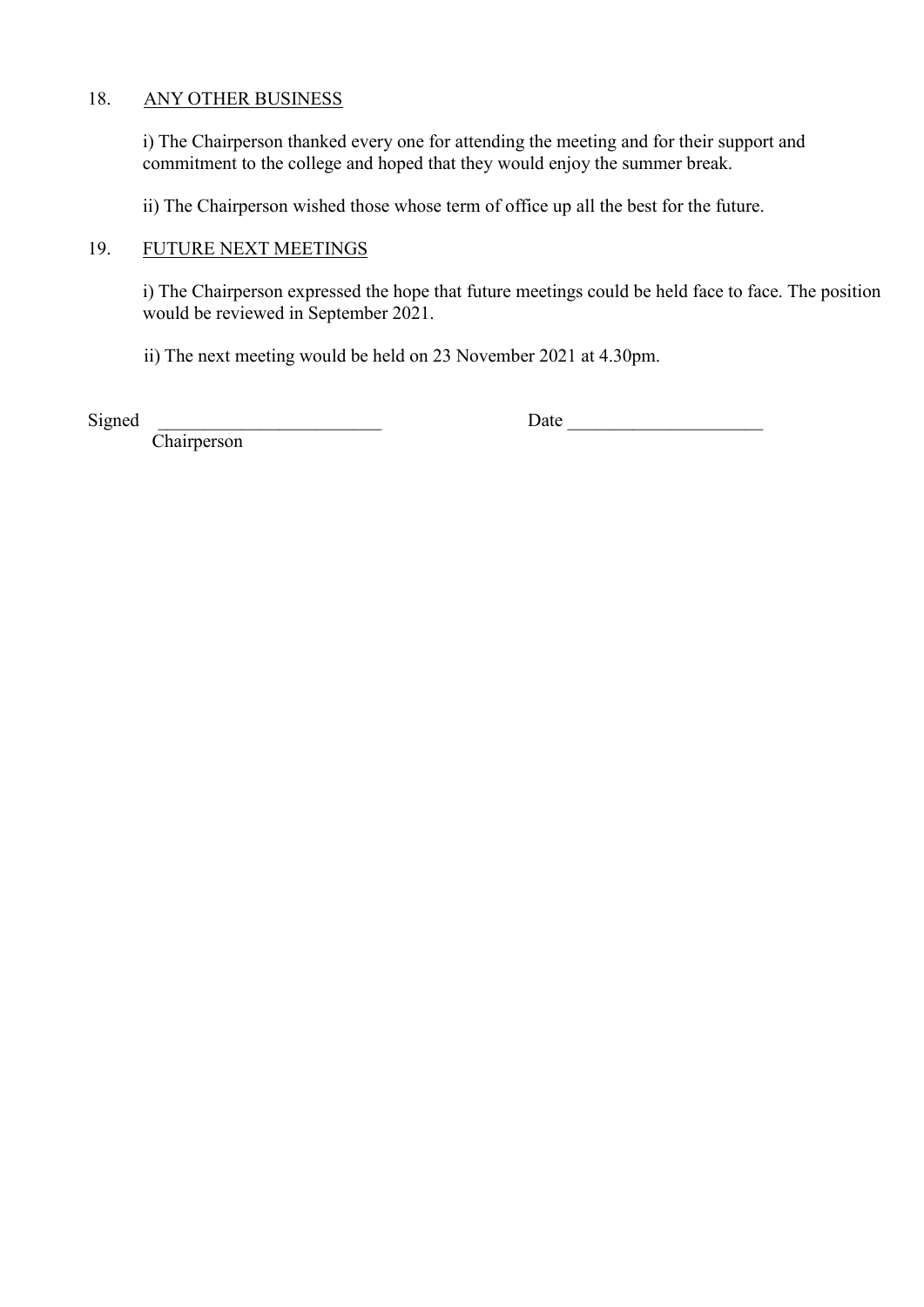18. <u>ANY OTHER BUSINESS</u>

i) The Chairperson thanked every one for attending the meeting and for their support and commitment to the college and hoped that they would enjoy the summer break.

ii) The Chairperson wished those whose term of office up all the best for the future.

19. <u>FUTURE NEXT MEETINGS</u>

i) The Chairperson expressed the hope that future meetings could be held face to face. The position would be reviewed in September 2021.

ii) The next meeting would be held on 23 November 2021 at 4.30pm.

Signed ________________________ Date _____________________
Chairperson